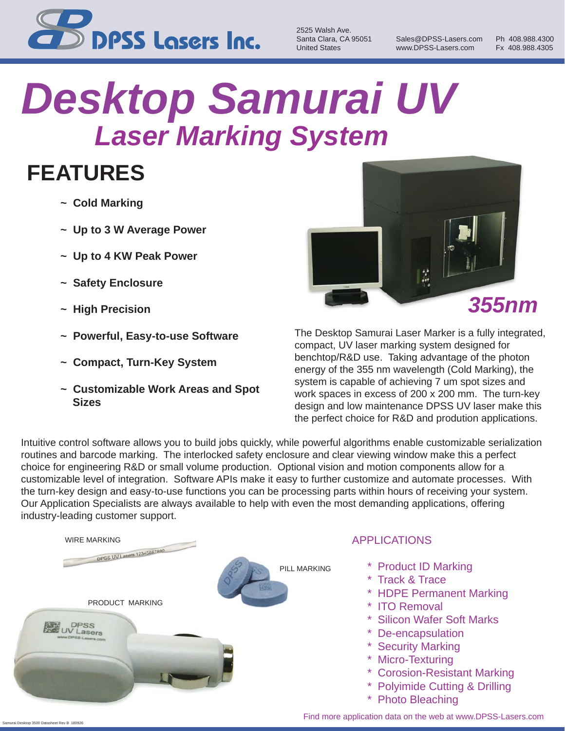DPSS Lasers Inc.

2525 Walsh Ave.
Santa Clara, CA 95051
United States

Sales@DPSS-Lasers.com
www.DPSS-Lasers.com

Ph 408.988.4300
Fx 408.988.4305

# Desktop Samurai UV
## Laser Marking System

## FEATURES

- ~ **Cold Marking**
- ~ **Up to 3 W Average Power**
- ~ **Up to 4 KW Peak Power**
- ~ **Safety Enclosure**
- ~ **High Precision**
- ~ **Powerful, Easy-to-use Software**
- ~ **Compact, Turn-Key System**
- ~ **Customizable Work Areas and Spot Sizes**

***355nm***

The Desktop Samurai Laser Marker is a fully integrated, compact, UV laser marking system designed for benchtop/R&D use. Taking advantage of the photon energy of the 355 nm wavelength (Cold Marking), the system is capable of achieving 7 um spot sizes and work spaces in excess of 200 x 200 mm. The turn-key design and low maintenance DPSS UV laser make this the perfect choice for R&D and prodution applications.

Intuitive control software allows you to build jobs quickly, while powerful algorithms enable customizable serialization routines and barcode marking. The interlocked safety enclosure and clear viewing window make this a perfect choice for engineering R&D or small volume production. Optional vision and motion components allow for a customizable level of integration. Software APIs make it easy to further customize and automate processes. With the turn-key design and easy-to-use functions you can be processing parts within hours of receiving your system. Our Application Specialists are always available to help with even the most demanding applications, offering industry-leading customer support.

WIRE MARKING

PILL MARKING

PRODUCT MARKING

## APPLICATIONS

* Product ID Marking
* Track & Trace
* HDPE Permanent Marking
* ITO Removal
* Silicon Wafer Soft Marks
* De-encapsulation
* Security Marking
* Micro-Texturing
* Corosion-Resistant Marking
* Polyimide Cutting & Drilling
* Photo Bleaching

Find more application data on the web at www.DPSS-Lasers.com

Samurai Desktop 3500 Datasheet Rev B 180926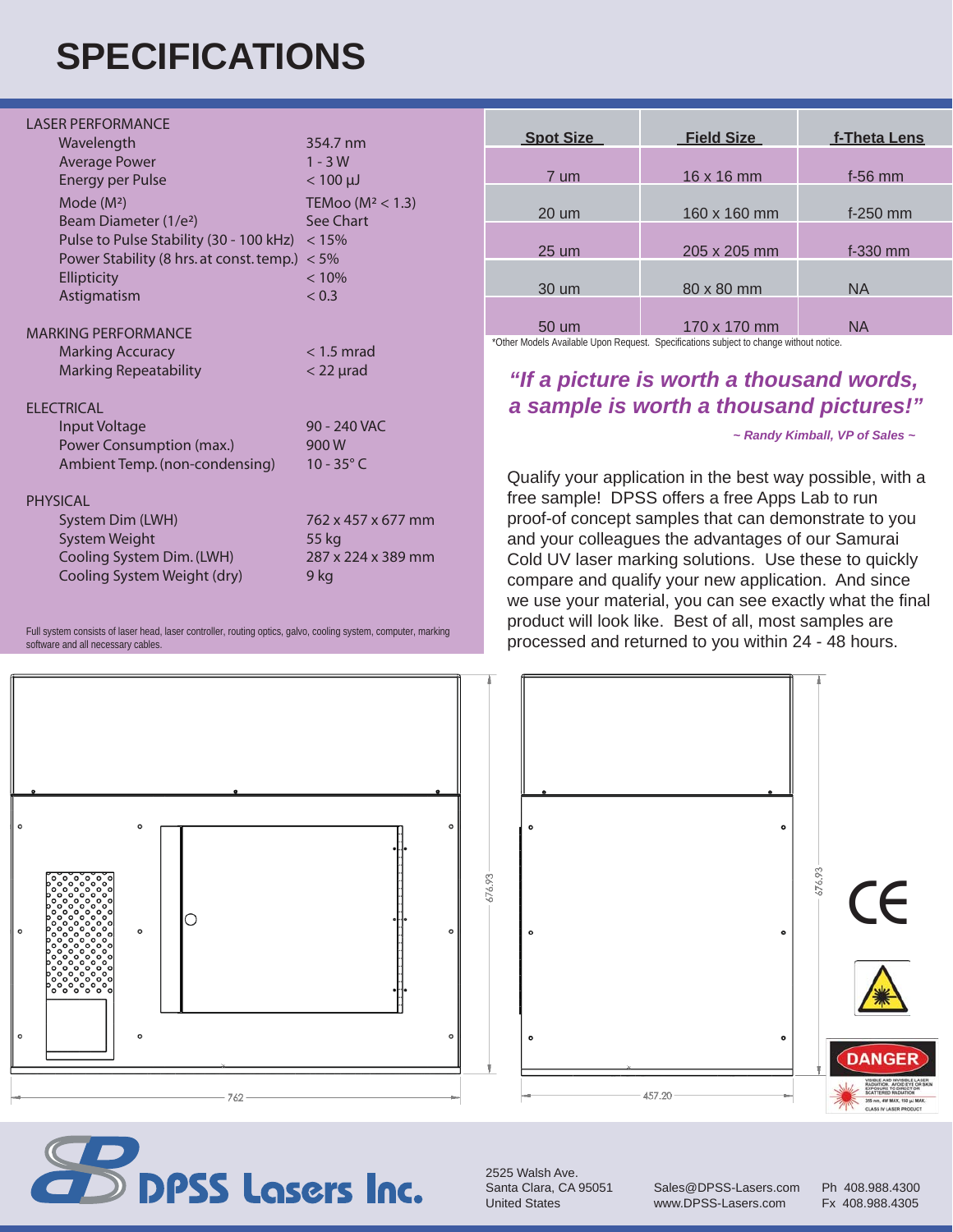# SPECIFICATIONS

**LASER PERFORMANCE**

| | |
|---|---|
| Wavelength | 354.7 nm |
| Average Power | 1 - 3 W |
| Energy per Pulse | < 100 µJ |
| Mode ($M^2$) | TEMoo ($M^2$ < 1.3) |
| Beam Diameter ($1/e^2$) | See Chart |
| Pulse to Pulse Stability (30 - 100 kHz) | < 15% |
| Power Stability (8 hrs. at const. temp.) | < 5% |
| Ellipticity | < 10% |
| Astigmatism | < 0.3 |

**MARKING PERFORMANCE**

| | |
|---|---|
| Marking Accuracy | < 1.5 mrad |
| Marking Repeatability | < 22 µrad |

**ELECTRICAL**

| | |
|---|---|
| Input Voltage | 90 - 240 VAC |
| Power Consumption (max.) | 900 W |
| Ambient Temp. (non-condensing) | 10 - 35° C |

**PHYSICAL**

| | |
|---|---|
| System Dim (LWH) | 762 x 457 x 677 mm |
| System Weight | 55 kg |
| Cooling System Dim. (LWH) | 287 x 224 x 389 mm |
| Cooling System Weight (dry) | 9 kg |

Full system consists of laser head, laser controller, routing optics, galvo, cooling system, computer, marking software and all necessary cables.

| Spot Size | Field Size | f-Theta Lens |
|---|---|---|
| 7 um | 16 x 16 mm | f-56 mm |
| 20 um | 160 x 160 mm | f-250 mm |
| 25 um | 205 x 205 mm | f-330 mm |
| 30 um | 80 x 80 mm | NA |
| 50 um | 170 x 170 mm | NA |

*Other Models Available Upon Request. Specifications subject to change without notice.

***"If a picture is worth a thousand words, a sample is worth a thousand pictures!"***

***~ Randy Kimball, VP of Sales ~***

Qualify your application in the best way possible, with a free sample! DPSS offers a free Apps Lab to run proof-of concept samples that can demonstrate to you and your colleagues the advantages of our Samurai Cold UV laser marking solutions. Use these to quickly compare and qualify your new application. And since we use your material, you can see exactly what the final product will look like. Best of all, most samples are processed and returned to you within 24 - 48 hours.

762

676.93

457.20

676.93

DANGER

VISIBLE AND INVISIBLE LASER RADIATION. AVOID EYE OR SKIN EXPOSURE TO DIRECT OR SCATTERED RADIATION

355 nm, 4W MAX, 150 µJ MAX.

CLASS IV LASER PRODUCT

DPSS Lasers Inc.

2525 Walsh Ave.
Santa Clara, CA 95051
United States

Sales@DPSS-Lasers.com
www.DPSS-Lasers.com

Ph 408.988.4300
Fx 408.988.4305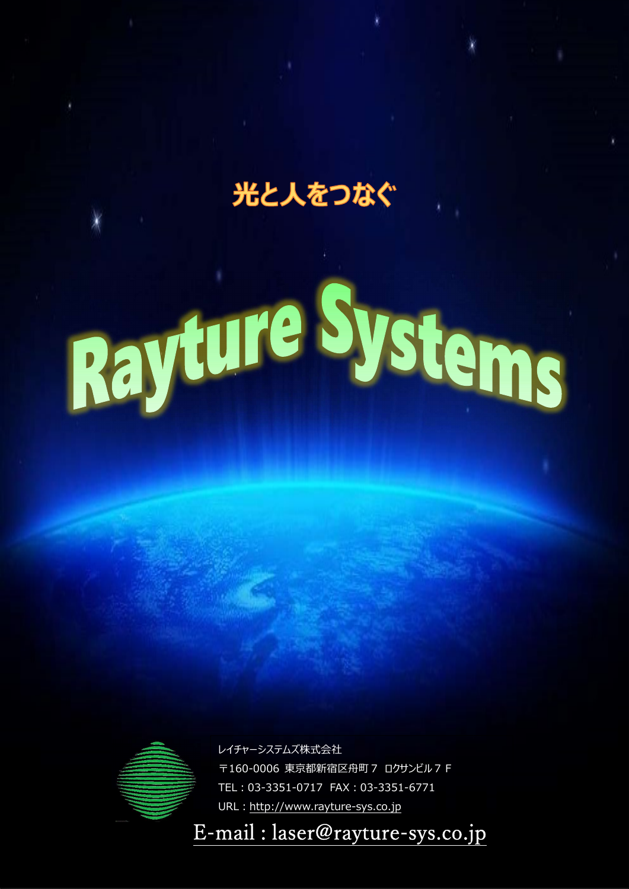光と人をつなぐ

# Rayture Systems

レイチャーシステムズ株式会社

〒160-0006 東京都新宿区舟町７ ロクサンビル７Ｆ

TEL：03-3351-0717 FAX：03-3351-6771

URL：http://www.rayture-sys.co.jp

E-mail : laser@rayture-sys.co.jp